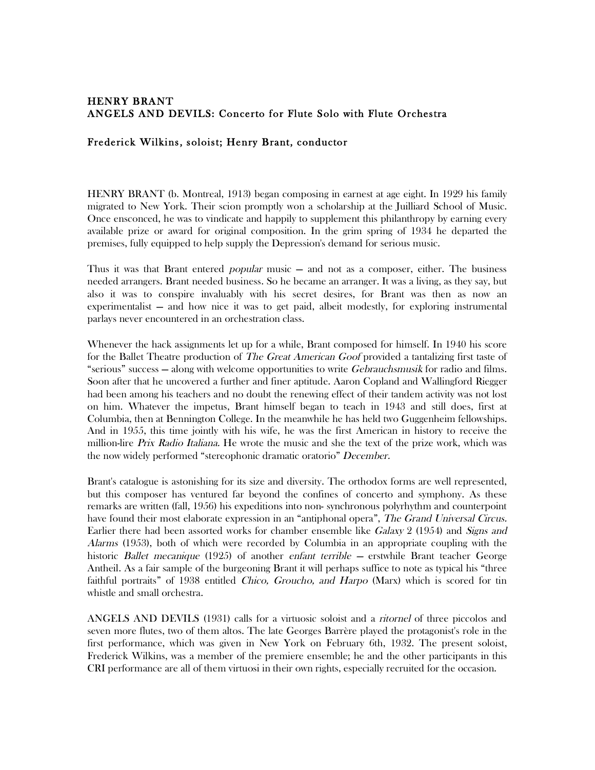## HENRY BRANT
## ANGELS AND DEVILS: Concerto for Flute Solo with Flute Orchestra

### Frederick Wilkins, soloist; Henry Brant, conductor

HENRY BRANT (b. Montreal, 1913) began composing in earnest at age eight. In 1929 his family migrated to New York. Their scion promptly won a scholarship at the Juilliard School of Music. Once ensconced, he was to vindicate and happily to supplement this philanthropy by earning every available prize or award for original composition. In the grim spring of 1934 he departed the premises, fully equipped to help supply the Depression's demand for serious music.

Thus it was that Brant entered *popular* music — and not as a composer, either. The business needed arrangers. Brant needed business. So he became an arranger. It was a living, as they say, but also it was to conspire invaluably with his secret desires, for Brant was then as now an experimentalist — and how nice it was to get paid, albeit modestly, for exploring instrumental parlays never encountered in an orchestration class.

Whenever the hack assignments let up for a while, Brant composed for himself. In 1940 his score for the Ballet Theatre production of *The Great American Goof* provided a tantalizing first taste of "serious" success — along with welcome opportunities to write *Gebrauchsmusik* for radio and films. Soon after that he uncovered a further and finer aptitude. Aaron Copland and Wallingford Riegger had been among his teachers and no doubt the renewing effect of their tandem activity was not lost on him. Whatever the impetus, Brant himself began to teach in 1943 and still does, first at Columbia, then at Bennington College. In the meanwhile he has held two Guggenheim fellowships. And in 1955, this time jointly with his wife, he was the first American in history to receive the million-lire *Prix Radio Italiana*. He wrote the music and she the text of the prize work, which was the now widely performed "stereophonic dramatic oratorio" *December.*

Brant's catalogue is astonishing for its size and diversity. The orthodox forms are well represented, but this composer has ventured far beyond the confines of concerto and symphony. As these remarks are written (fall, 1956) his expeditions into non- synchronous polyrhythm and counterpoint have found their most elaborate expression in an "antiphonal opera", *The Grand Universal Circus.* Earlier there had been assorted works for chamber ensemble like *Galaxy* 2 (1954) and *Signs and Alarms* (1953), both of which were recorded by Columbia in an appropriate coupling with the historic *Ballet mecanique* (1925) of another *enfant terrible* — erstwhile Brant teacher George Antheil. As a fair sample of the burgeoning Brant it will perhaps suffice to note as typical his "three faithful portraits" of 1938 entitled *Chico, Groucho, and Harpo* (Marx) which is scored for tin whistle and small orchestra.

ANGELS AND DEVILS (1931) calls for a virtuosic soloist and a *ritornel* of three piccolos and seven more flutes, two of them altos. The late Georges Barrère played the protagonist's role in the first performance, which was given in New York on February 6th, 1932. The present soloist, Frederick Wilkins, was a member of the premiere ensemble; he and the other participants in this CRI performance are all of them virtuosi in their own rights, especially recruited for the occasion.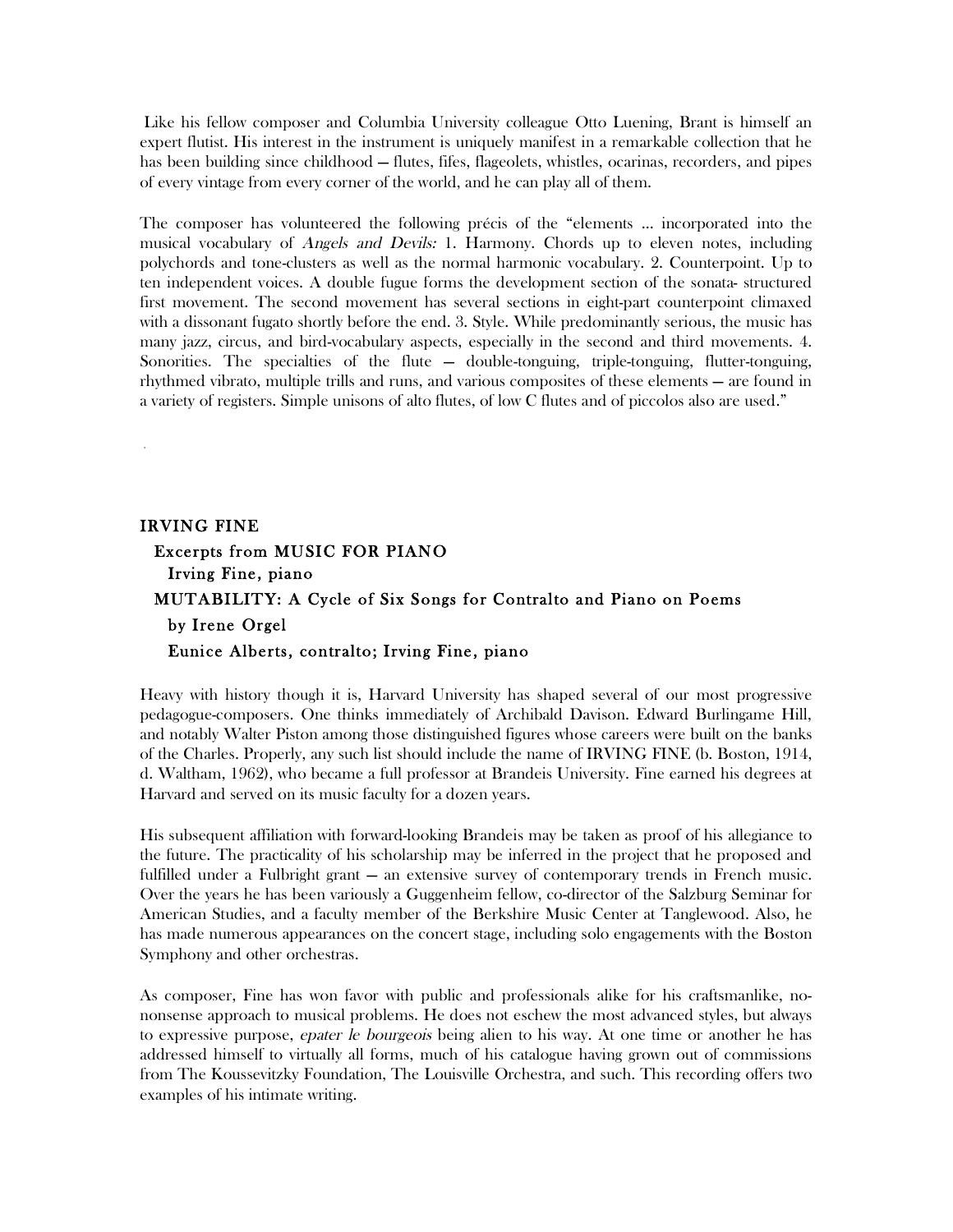Like his fellow composer and Columbia University colleague Otto Luening, Brant is himself an expert flutist. His interest in the instrument is uniquely manifest in a remarkable collection that he has been building since childhood — flutes, fifes, flageolets, whistles, ocarinas, recorders, and pipes of every vintage from every corner of the world, and he can play all of them.

The composer has volunteered the following précis of the "elements ... incorporated into the musical vocabulary of *Angels and Devils:* 1. Harmony. Chords up to eleven notes, including polychords and tone-clusters as well as the normal harmonic vocabulary. 2. Counterpoint. Up to ten independent voices. A double fugue forms the development section of the sonata- structured first movement. The second movement has several sections in eight-part counterpoint climaxed with a dissonant fugato shortly before the end. 3. Style. While predominantly serious, the music has many jazz, circus, and bird-vocabulary aspects, especially in the second and third movements. 4. Sonorities. The specialties of the flute — double-tonguing, triple-tonguing, flutter-tonguing, rhythmed vibrato, multiple trills and runs, and various composites of these elements — are found in a variety of registers. Simple unisons of alto flutes, of low C flutes and of piccolos also are used."

## IRVING FINE

**Excerpts from MUSIC FOR PIANO**
**Irving Fine, piano**

**MUTABILITY: A Cycle of Six Songs for Contralto and Piano on Poems by Irene Orgel**
**Eunice Alberts, contralto; Irving Fine, piano**

Heavy with history though it is, Harvard University has shaped several of our most progressive pedagogue-composers. One thinks immediately of Archibald Davison. Edward Burlingame Hill, and notably Walter Piston among those distinguished figures whose careers were built on the banks of the Charles. Properly, any such list should include the name of IRVING FINE (b. Boston, 1914, d. Waltham, 1962), who became a full professor at Brandeis University. Fine earned his degrees at Harvard and served on its music faculty for a dozen years.

His subsequent affiliation with forward-looking Brandeis may be taken as proof of his allegiance to the future. The practicality of his scholarship may be inferred in the project that he proposed and fulfilled under a Fulbright grant — an extensive survey of contemporary trends in French music. Over the years he has been variously a Guggenheim fellow, co-director of the Salzburg Seminar for American Studies, and a faculty member of the Berkshire Music Center at Tanglewood. Also, he has made numerous appearances on the concert stage, including solo engagements with the Boston Symphony and other orchestras.

As composer, Fine has won favor with public and professionals alike for his craftsmanlike, no-nonsense approach to musical problems. He does not eschew the most advanced styles, but always to expressive purpose, *epater le bourgeois* being alien to his way. At one time or another he has addressed himself to virtually all forms, much of his catalogue having grown out of commissions from The Koussevitzky Foundation, The Louisville Orchestra, and such. This recording offers two examples of his intimate writing.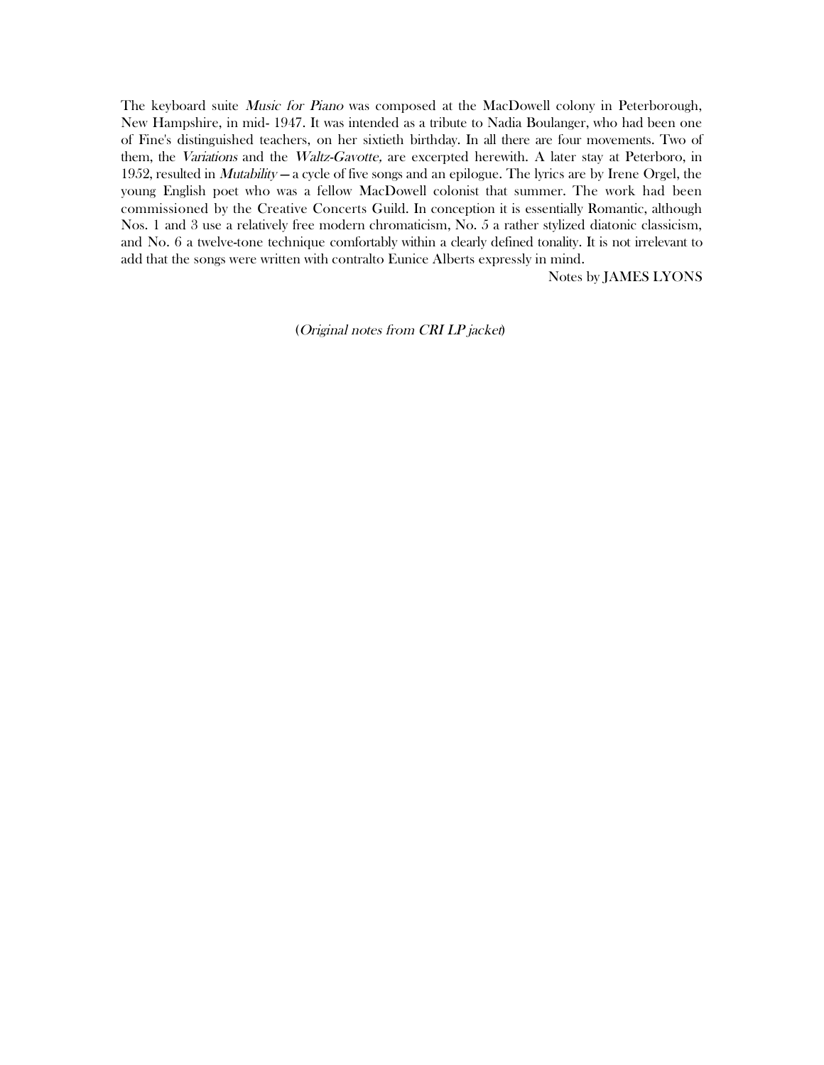The keyboard suite *Music for Piano* was composed at the MacDowell colony in Peterborough, New Hampshire, in mid- 1947. It was intended as a tribute to Nadia Boulanger, who had been one of Fine's distinguished teachers, on her sixtieth birthday. In all there are four movements. Two of them, the *Variations* and the *Waltz-Gavotte,* are excerpted herewith. A later stay at Peterboro, in 1952, resulted in *Mutability* — a cycle of five songs and an epilogue. The lyrics are by Irene Orgel, the young English poet who was a fellow MacDowell colonist that summer. The work had been commissioned by the Creative Concerts Guild. In conception it is essentially Romantic, although Nos. 1 and 3 use a relatively free modern chromaticism, No. 5 a rather stylized diatonic classicism, and No. 6 a twelve-tone technique comfortably within a clearly defined tonality. It is not irrelevant to add that the songs were written with contralto Eunice Alberts expressly in mind.

Notes by JAMES LYONS

(*Original notes from CRI LP jacket*)